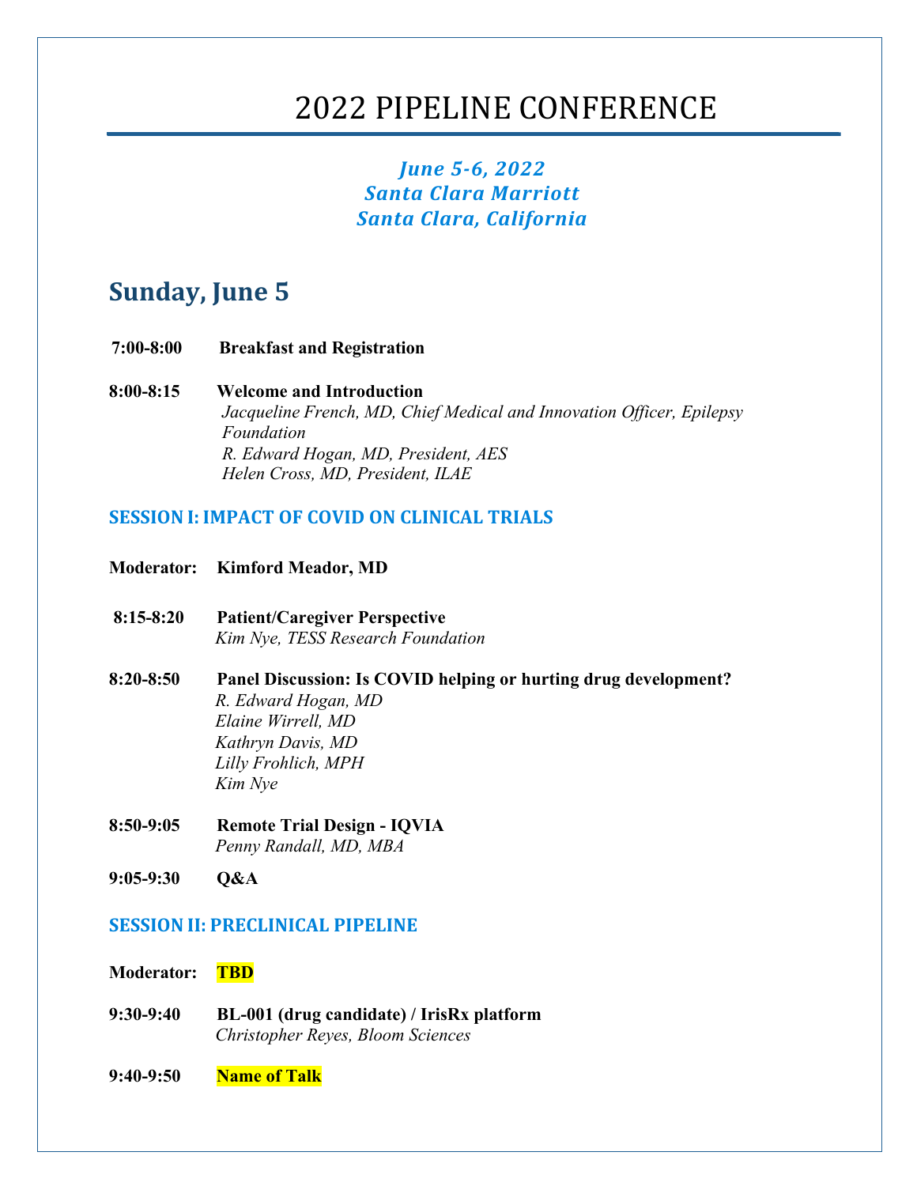# 2022 PIPELINE CONFERENCE

***June 5-6, 2022***
***Santa Clara Marriott***
***Santa Clara, California***

## Sunday, June 5

**7:00-8:00** **Breakfast and Registration**

**8:00-8:15** **Welcome and Introduction**
*Jacqueline French, MD, Chief Medical and Innovation Officer, Epilepsy Foundation*
*R. Edward Hogan, MD, President, AES*
*Helen Cross, MD, President, ILAE*

### SESSION I: IMPACT OF COVID ON CLINICAL TRIALS

**Moderator:** **Kimford Meador, MD**

**8:15-8:20** **Patient/Caregiver Perspective**
*Kim Nye, TESS Research Foundation*

**8:20-8:50** **Panel Discussion: Is COVID helping or hurting drug development?**
*R. Edward Hogan, MD*
*Elaine Wirrell, MD*
*Kathryn Davis, MD*
*Lilly Frohlich, MPH*
*Kim Nye*

**8:50-9:05** **Remote Trial Design - IQVIA**
*Penny Randall, MD, MBA*

**9:05-9:30** **Q&A**

### SESSION II: PRECLINICAL PIPELINE

**Moderator:** **TBD**

**9:30-9:40** **BL-001 (drug candidate) / IrisRx platform**
*Christopher Reyes, Bloom Sciences*

**9:40-9:50** **Name of Talk**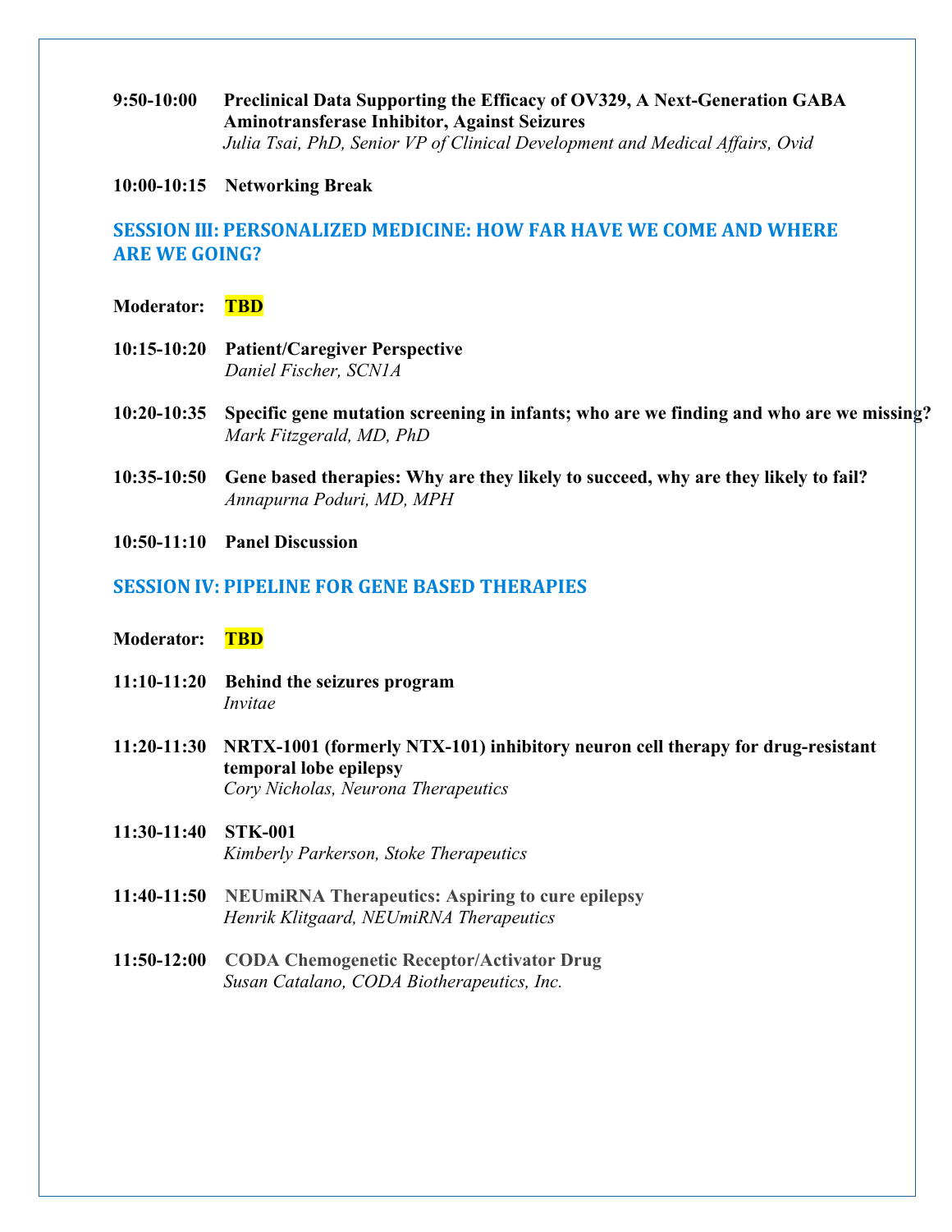**9:50-10:00** **Preclinical Data Supporting the Efficacy of OV329, A Next-Generation GABA Aminotransferase Inhibitor, Against Seizures**
*Julia Tsai, PhD, Senior VP of Clinical Development and Medical Affairs, Ovid*

**10:00-10:15** **Networking Break**

## SESSION III: PERSONALIZED MEDICINE: HOW FAR HAVE WE COME AND WHERE ARE WE GOING?

**Moderator:** **TBD**

**10:15-10:20** **Patient/Caregiver Perspective**
*Daniel Fischer, SCN1A*

**10:20-10:35** **Specific gene mutation screening in infants; who are we finding and who are we missing?**
*Mark Fitzgerald, MD, PhD*

**10:35-10:50** **Gene based therapies: Why are they likely to succeed, why are they likely to fail?**
*Annapurna Poduri, MD, MPH*

**10:50-11:10** **Panel Discussion**

## SESSION IV: PIPELINE FOR GENE BASED THERAPIES

**Moderator:** **TBD**

**11:10-11:20** **Behind the seizures program**
*Invitae*

**11:20-11:30** **NRTX-1001 (formerly NTX-101) inhibitory neuron cell therapy for drug-resistant temporal lobe epilepsy**
*Cory Nicholas, Neurona Therapeutics*

**11:30-11:40** **STK-001**
*Kimberly Parkerson, Stoke Therapeutics*

**11:40-11:50** **NEUmiRNA Therapeutics: Aspiring to cure epilepsy**
*Henrik Klitgaard, NEUmiRNA Therapeutics*

**11:50-12:00** **CODA Chemogenetic Receptor/Activator Drug**
*Susan Catalano, CODA Biotherapeutics, Inc.*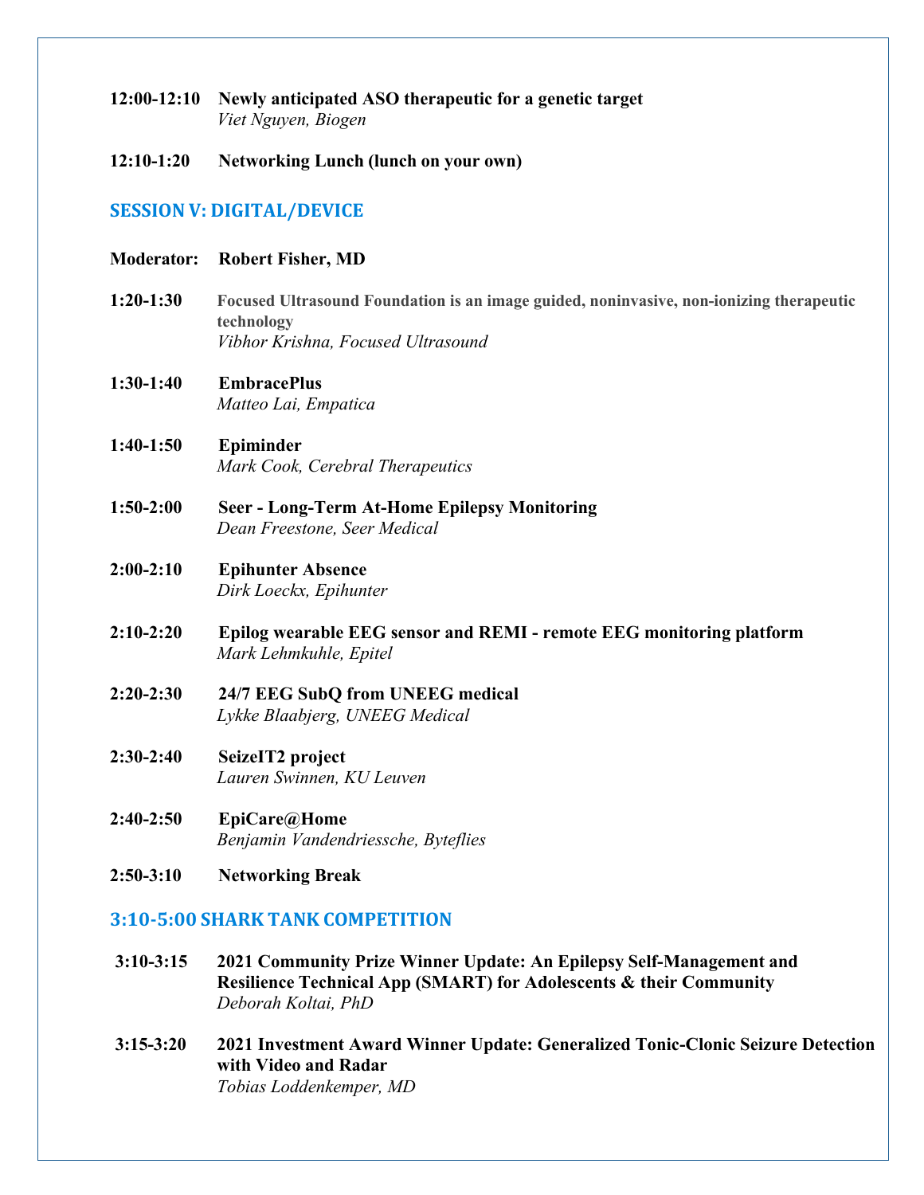**12:00-12:10** **Newly anticipated ASO therapeutic for a genetic target**
*Viet Nguyen, Biogen*

**12:10-1:20** **Networking Lunch (lunch on your own)**

## SESSION V: DIGITAL/DEVICE

**Moderator:** **Robert Fisher, MD**

**1:20-1:30** **Focused Ultrasound Foundation is an image guided, noninvasive, non-ionizing therapeutic technology**
*Vibhor Krishna, Focused Ultrasound*

**1:30-1:40** **EmbracePlus**
*Matteo Lai, Empatica*

**1:40-1:50** **Epiminder**
*Mark Cook, Cerebral Therapeutics*

**1:50-2:00** **Seer - Long-Term At-Home Epilepsy Monitoring**
*Dean Freestone, Seer Medical*

**2:00-2:10** **Epihunter Absence**
*Dirk Loeckx, Epihunter*

**2:10-2:20** **Epilog wearable EEG sensor and REMI - remote EEG monitoring platform**
*Mark Lehmkuhle, Epitel*

**2:20-2:30** **24/7 EEG SubQ from UNEEG medical**
*Lykke Blaabjerg, UNEEG Medical*

**2:30-2:40** **SeizeIT2 project**
*Lauren Swinnen, KU Leuven*

**2:40-2:50** **EpiCare@Home**
*Benjamin Vandendriessche, Byteflies*

**2:50-3:10** **Networking Break**

## 3:10-5:00 SHARK TANK COMPETITION

**3:10-3:15** **2021 Community Prize Winner Update: An Epilepsy Self-Management and Resilience Technical App (SMART) for Adolescents & their Community**
*Deborah Koltai, PhD*

**3:15-3:20** **2021 Investment Award Winner Update: Generalized Tonic-Clonic Seizure Detection with Video and Radar**
*Tobias Loddenkemper, MD*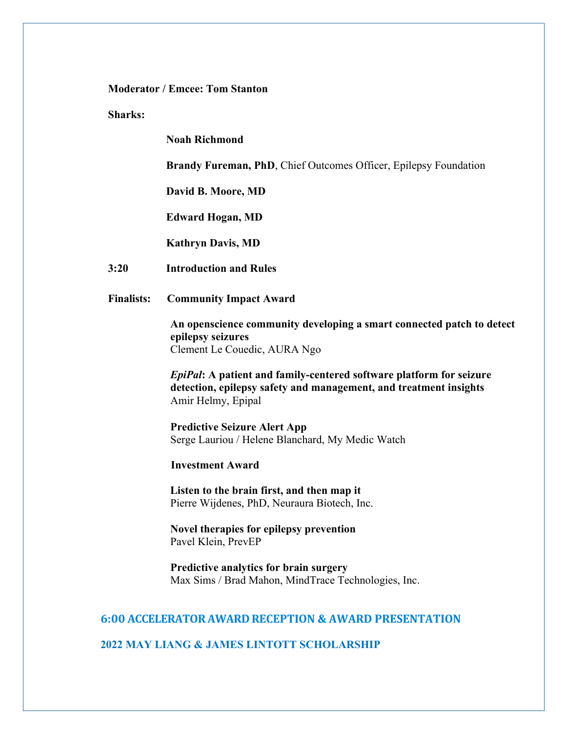**Moderator / Emcee: Tom Stanton**

**Sharks:**

**Noah Richmond**

**Brandy Fureman, PhD**, Chief Outcomes Officer, Epilepsy Foundation

**David B. Moore, MD**

**Edward Hogan, MD**

**Kathryn Davis, MD**

**3:20** **Introduction and Rules**

**Finalists:** **Community Impact Award**

**An openscience community developing a smart connected patch to detect epilepsy seizures**
Clement Le Couedic, AURA Ngo

***EpiPal*: A patient and family-centered software platform for seizure detection, epilepsy safety and management, and treatment insights**
Amir Helmy, Epipal

**Predictive Seizure Alert App**
Serge Lauriou / Helene Blanchard, My Medic Watch

**Investment Award**

**Listen to the brain first, and then map it**
Pierre Wijdenes, PhD, Neuraura Biotech, Inc.

**Novel therapies for epilepsy prevention**
Pavel Klein, PrevEP

**Predictive analytics for brain surgery**
Max Sims / Brad Mahon, MindTrace Technologies, Inc.

## 6:00 ACCELERATOR AWARD RECEPTION & AWARD PRESENTATION

## 2022 MAY LIANG & JAMES LINTOTT SCHOLARSHIP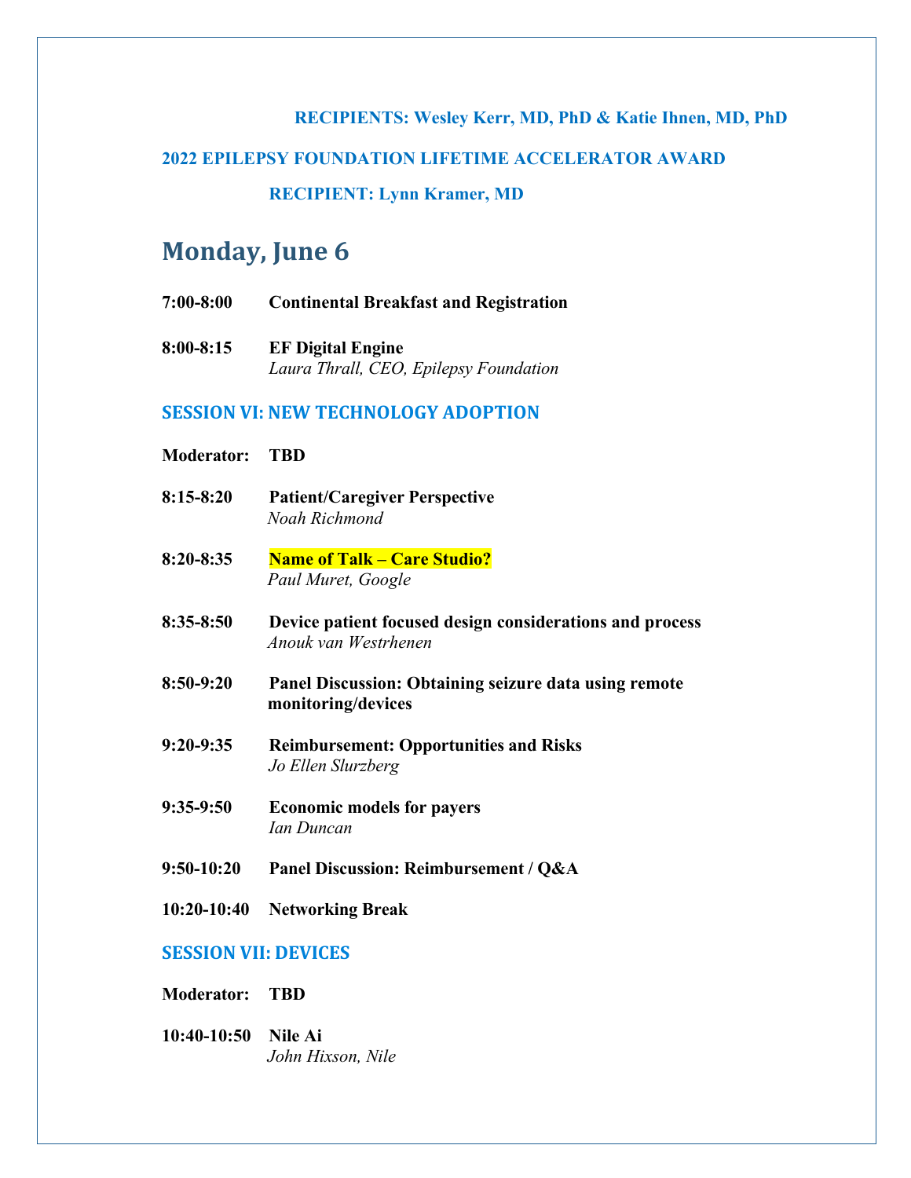**RECIPIENTS: Wesley Kerr, MD, PhD & Katie Ihnen, MD, PhD**

**2022 EPILEPSY FOUNDATION LIFETIME ACCELERATOR AWARD**

**RECIPIENT: Lynn Kramer, MD**

## Monday, June 6

**7:00-8:00** **Continental Breakfast and Registration**

**8:00-8:15** **EF Digital Engine**
*Laura Thrall, CEO, Epilepsy Foundation*

### SESSION VI: NEW TECHNOLOGY ADOPTION

**Moderator:** **TBD**

**8:15-8:20** **Patient/Caregiver Perspective**
*Noah Richmond*

**8:20-8:35** **Name of Talk – Care Studio?**
*Paul Muret, Google*

**8:35-8:50** **Device patient focused design considerations and process**
*Anouk van Westrhenen*

**8:50-9:20** **Panel Discussion: Obtaining seizure data using remote monitoring/devices**

**9:20-9:35** **Reimbursement: Opportunities and Risks**
*Jo Ellen Slurzberg*

**9:35-9:50** **Economic models for payers**
*Ian Duncan*

**9:50-10:20** **Panel Discussion: Reimbursement / Q&A**

**10:20-10:40** **Networking Break**

### SESSION VII: DEVICES

**Moderator:** **TBD**

**10:40-10:50** **Nile Ai**
*John Hixson, Nile*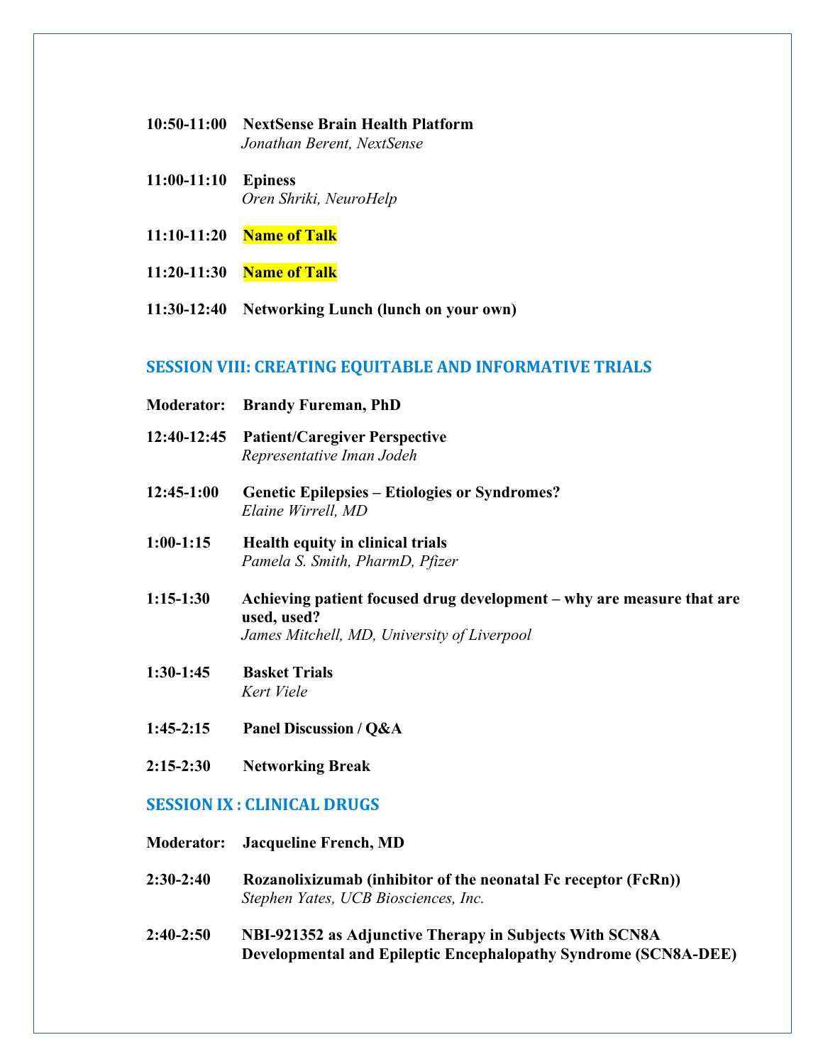**10:50-11:00** **NextSense Brain Health Platform**
*Jonathan Berent, NextSense*

**11:00-11:10** **Epiness**
*Oren Shriki, NeuroHelp*

**11:10-11:20** **Name of Talk**

**11:20-11:30** **Name of Talk**

**11:30-12:40** **Networking Lunch (lunch on your own)**

## SESSION VIII: CREATING EQUITABLE AND INFORMATIVE TRIALS

**Moderator:** **Brandy Fureman, PhD**

**12:40-12:45** **Patient/Caregiver Perspective**
*Representative Iman Jodeh*

**12:45-1:00** **Genetic Epilepsies – Etiologies or Syndromes?**
*Elaine Wirrell, MD*

**1:00-1:15** **Health equity in clinical trials**
*Pamela S. Smith, PharmD, Pfizer*

**1:15-1:30** **Achieving patient focused drug development – why are measure that are used, used?**
*James Mitchell, MD, University of Liverpool*

**1:30-1:45** **Basket Trials**
*Kert Viele*

**1:45-2:15** **Panel Discussion / Q&A**

**2:15-2:30** **Networking Break**

## SESSION IX : CLINICAL DRUGS

**Moderator:** **Jacqueline French, MD**

**2:30-2:40** **Rozanolixizumab (inhibitor of the neonatal Fc receptor (FcRn))**
*Stephen Yates, UCB Biosciences, Inc.*

**2:40-2:50** **NBI-921352 as Adjunctive Therapy in Subjects With SCN8A Developmental and Epileptic Encephalopathy Syndrome (SCN8A-DEE)**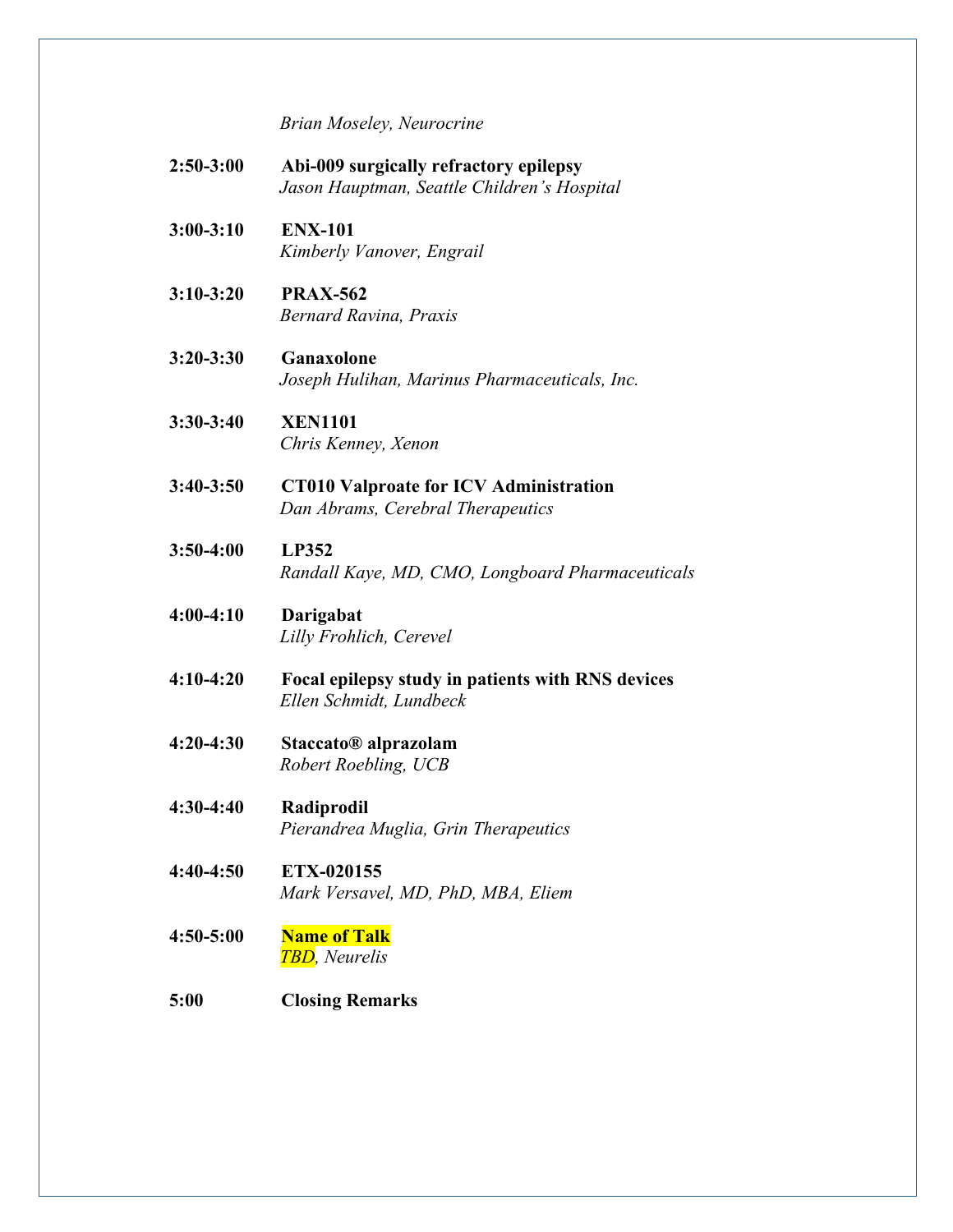*Brian Moseley, Neurocrine*

**2:50-3:00** **Abi-009 surgically refractory epilepsy**
*Jason Hauptman, Seattle Children's Hospital*

**3:00-3:10** **ENX-101**
*Kimberly Vanover, Engrail*

**3:10-3:20** **PRAX-562**
*Bernard Ravina, Praxis*

**3:20-3:30** **Ganaxolone**
*Joseph Hulihan, Marinus Pharmaceuticals, Inc.*

**3:30-3:40** **XEN1101**
*Chris Kenney, Xenon*

**3:40-3:50** **CT010 Valproate for ICV Administration**
*Dan Abrams, Cerebral Therapeutics*

**3:50-4:00** **LP352**
*Randall Kaye, MD, CMO, Longboard Pharmaceuticals*

**4:00-4:10** **Darigabat**
*Lilly Frohlich, Cerevel*

**4:10-4:20** **Focal epilepsy study in patients with RNS devices**
*Ellen Schmidt, Lundbeck*

**4:20-4:30** **Staccato® alprazolam**
*Robert Roebling, UCB*

**4:30-4:40** **Radiprodil**
*Pierandrea Muglia, Grin Therapeutics*

**4:40-4:50** **ETX-020155**
*Mark Versavel, MD, PhD, MBA, Eliem*

**4:50-5:00** **Name of Talk**
*TBD, Neurelis*

**5:00** **Closing Remarks**